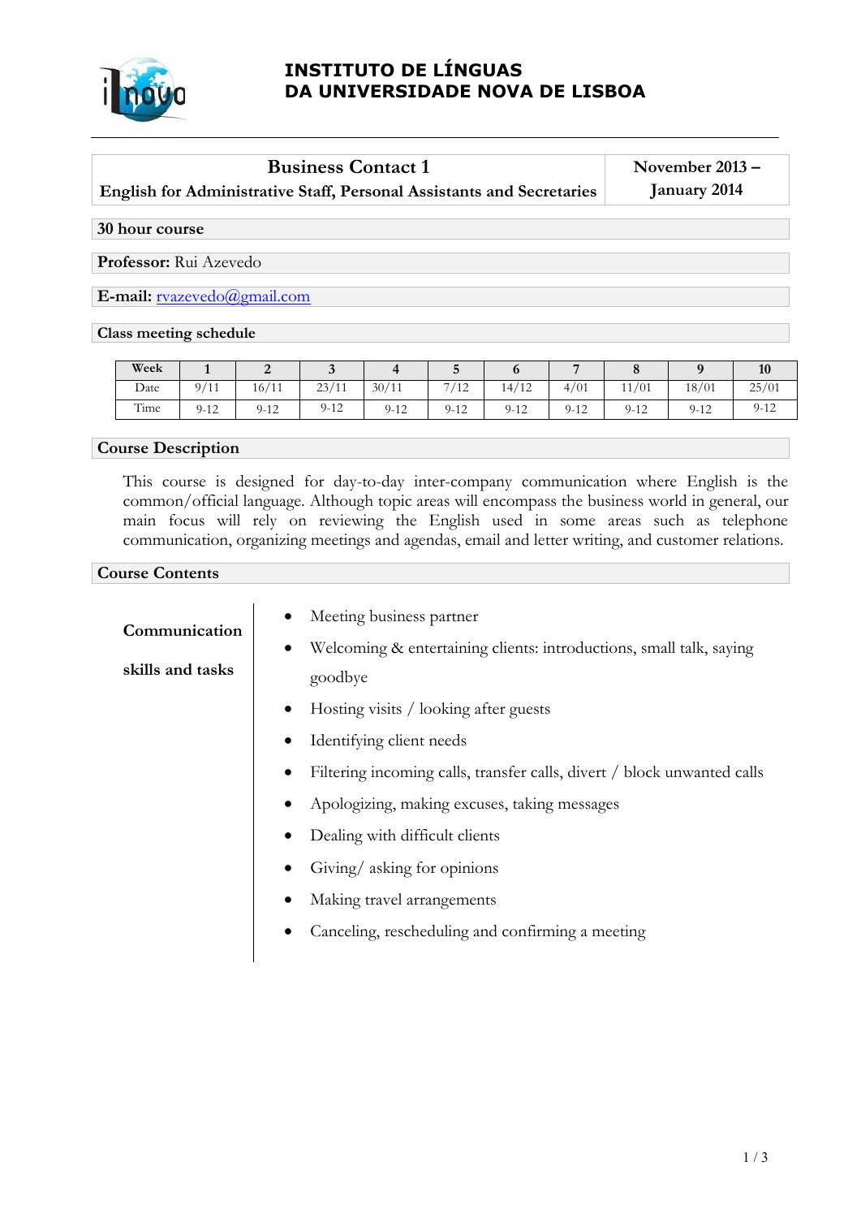# INSTITUTO DE LÍNGUAS DA UNIVERSIDADE NOVA DE LISBOA

| **Business Contact 1**<br>**English for Administrative Staff, Personal Assistants and Secretaries** | **November 2013 – January 2014** |
|---|---|

**30 hour course**

**Professor:** Rui Azevedo

**E-mail:** rvazevedo@gmail.com

**Class meeting schedule**

| Week | 1 | 2 | 3 | 4 | 5 | 6 | 7 | 8 | 9 | 10 |
|---|---|---|---|---|---|---|---|---|---|---|
| Date | 9/11 | 16/11 | 23/11 | 30/11 | 7/12 | 14/12 | 4/01 | 11/01 | 18/01 | 25/01 |
| Time | 9-12 | 9-12 | 9-12 | 9-12 | 9-12 | 9-12 | 9-12 | 9-12 | 9-12 | 9-12 |

## Course Description

This course is designed for day-to-day inter-company communication where English is the common/official language. Although topic areas will encompass the business world in general, our main focus will rely on reviewing the English used in some areas such as telephone communication, organizing meetings and agendas, email and letter writing, and customer relations.

## Course Contents

**Communication skills and tasks**

- Meeting business partner
- Welcoming & entertaining clients: introductions, small talk, saying goodbye
- Hosting visits / looking after guests
- Identifying client needs
- Filtering incoming calls, transfer calls, divert / block unwanted calls
- Apologizing, making excuses, taking messages
- Dealing with difficult clients
- Giving/ asking for opinions
- Making travel arrangements
- Canceling, rescheduling and confirming a meeting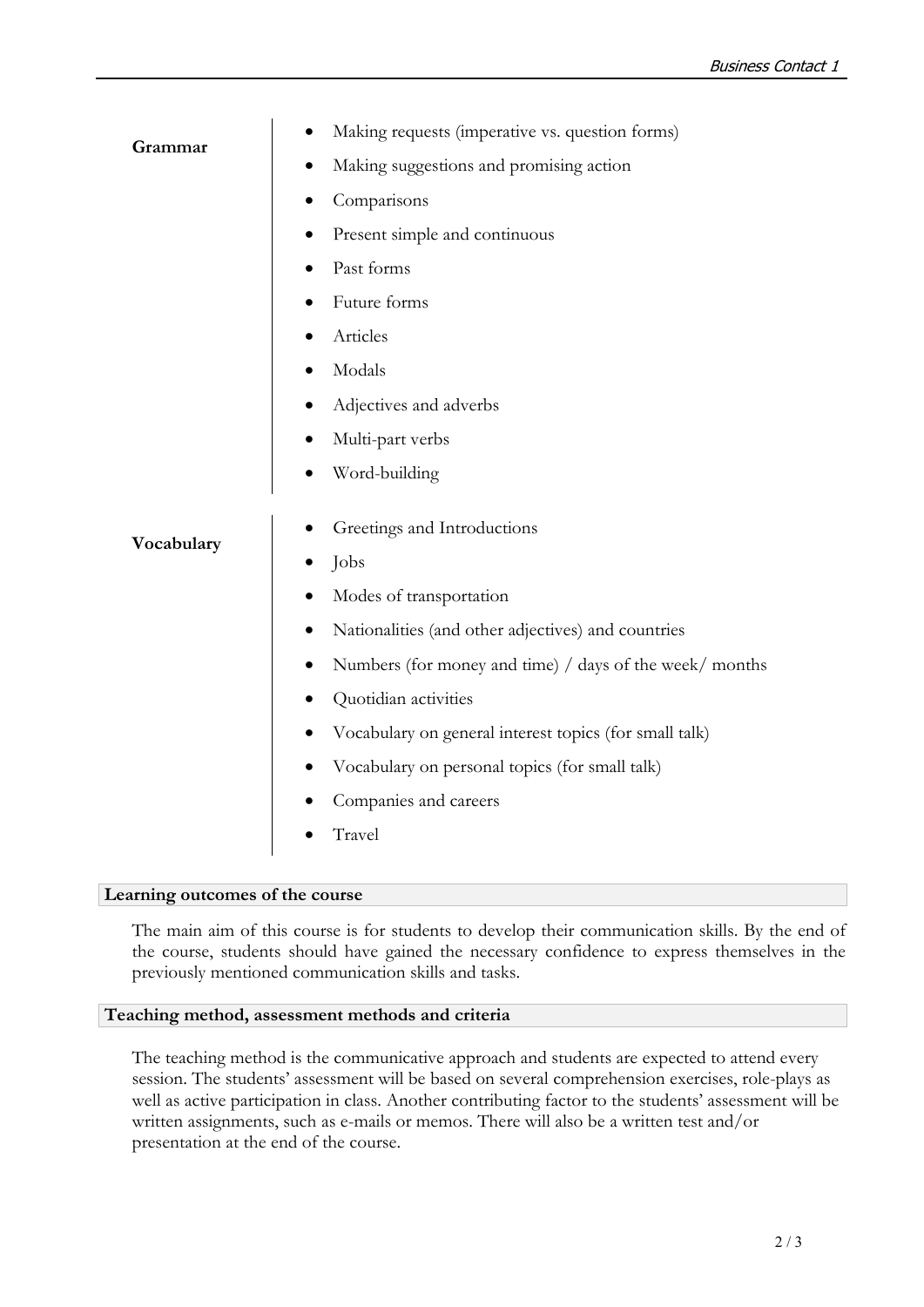**Grammar**

- Making requests (imperative vs. question forms)
- Making suggestions and promising action
- Comparisons
- Present simple and continuous
- Past forms
- Future forms
- Articles
- Modals
- Adjectives and adverbs
- Multi-part verbs
- Word-building

**Vocabulary**

- Greetings and Introductions
- Jobs
- Modes of transportation
- Nationalities (and other adjectives) and countries
- Numbers (for money and time) / days of the week/ months
- Quotidian activities
- Vocabulary on general interest topics (for small talk)
- Vocabulary on personal topics (for small talk)
- Companies and careers
- Travel

## Learning outcomes of the course

The main aim of this course is for students to develop their communication skills. By the end of the course, students should have gained the necessary confidence to express themselves in the previously mentioned communication skills and tasks.

## Teaching method, assessment methods and criteria

The teaching method is the communicative approach and students are expected to attend every session. The students' assessment will be based on several comprehension exercises, role-plays as well as active participation in class. Another contributing factor to the students' assessment will be written assignments, such as e-mails or memos. There will also be a written test and/or presentation at the end of the course.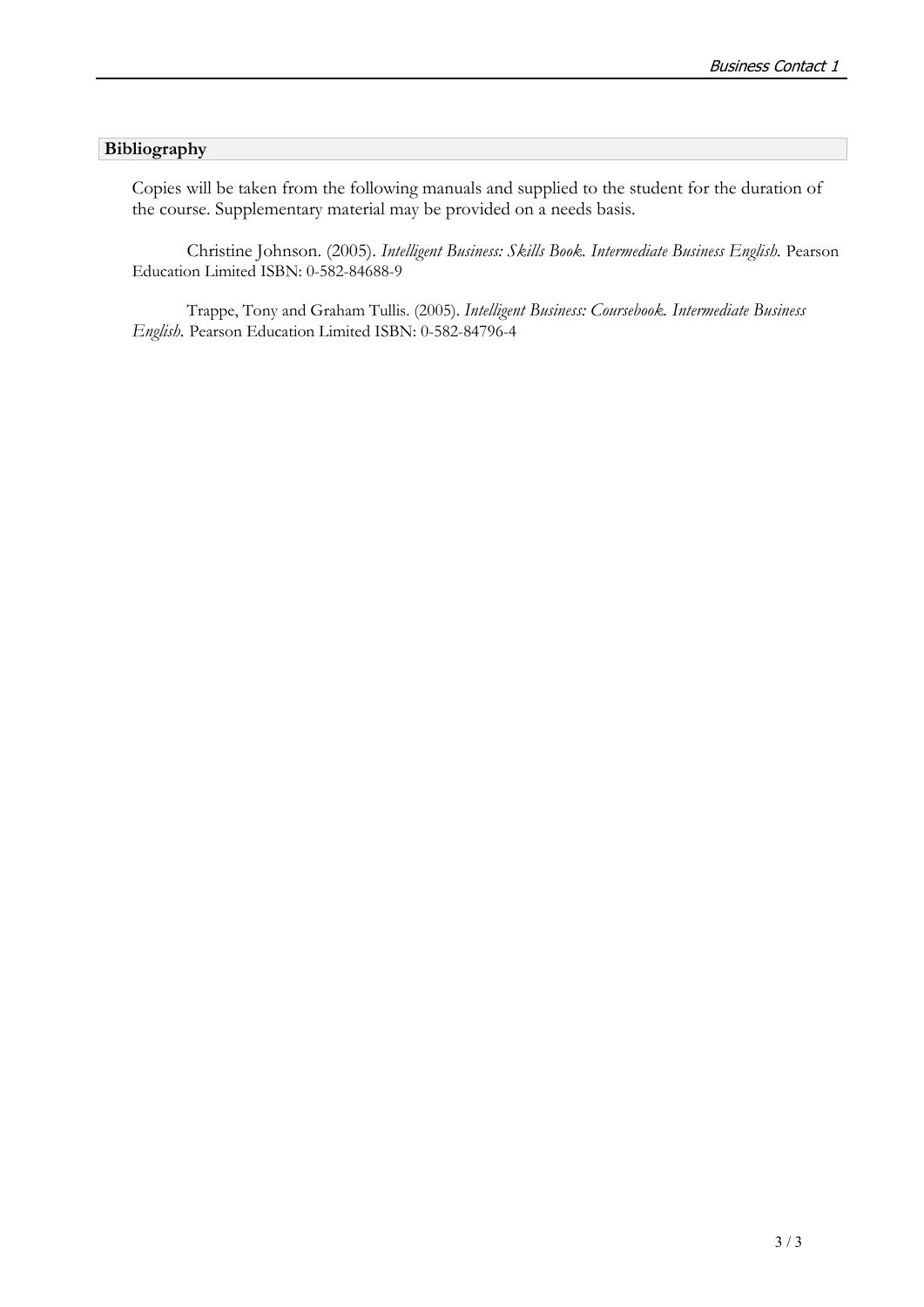## Bibliography

Copies will be taken from the following manuals and supplied to the student for the duration of the course. Supplementary material may be provided on a needs basis.

Christine Johnson. (2005). *Intelligent Business: Skills Book. Intermediate Business English.* Pearson Education Limited ISBN: 0-582-84688-9

Trappe, Tony and Graham Tullis. (2005). *Intelligent Business: Coursebook. Intermediate Business English.* Pearson Education Limited ISBN: 0-582-84796-4